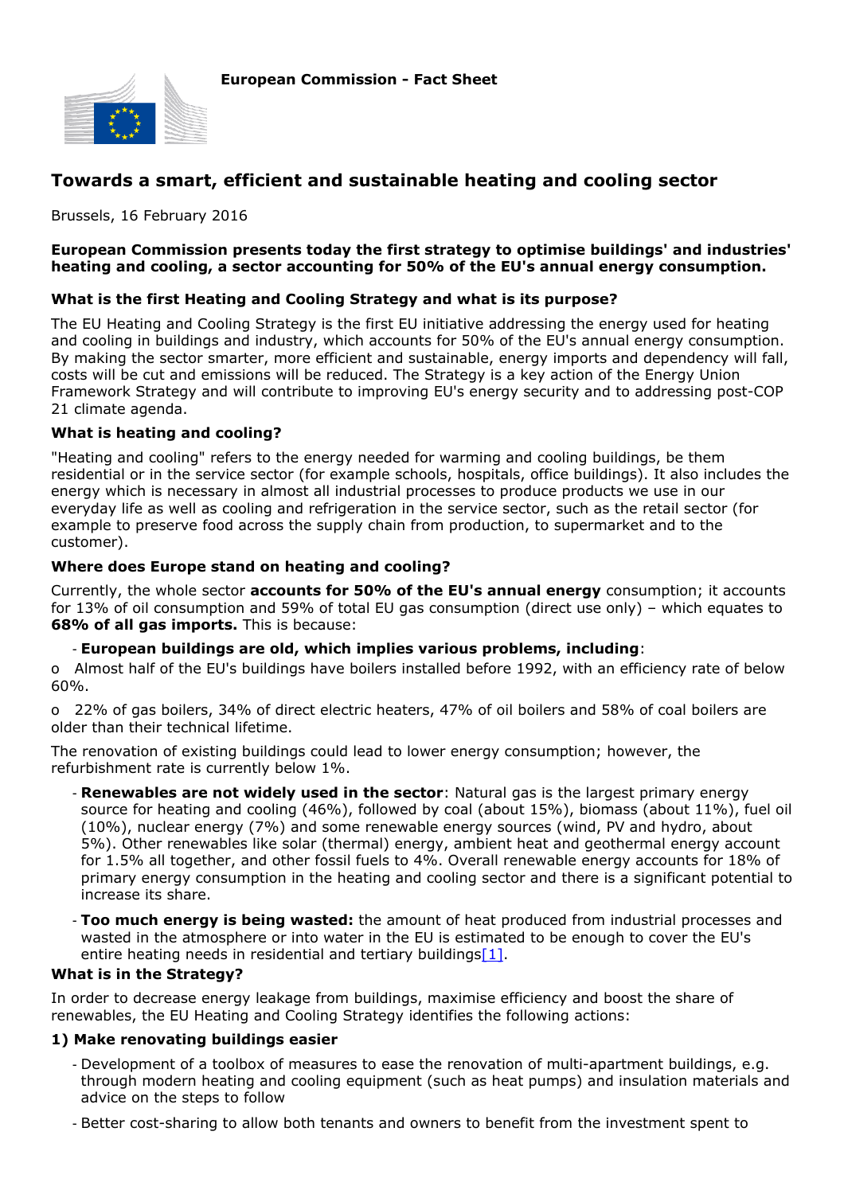**European Commission - Fact Sheet**

# Towards a smart, efficient and sustainable heating and cooling sector

Brussels, 16 February 2016

**European Commission presents today the first strategy to optimise buildings' and industries' heating and cooling, a sector accounting for 50% of the EU's annual energy consumption.**

### What is the first Heating and Cooling Strategy and what is its purpose?

The EU Heating and Cooling Strategy is the first EU initiative addressing the energy used for heating and cooling in buildings and industry, which accounts for 50% of the EU's annual energy consumption. By making the sector smarter, more efficient and sustainable, energy imports and dependency will fall, costs will be cut and emissions will be reduced. The Strategy is a key action of the Energy Union Framework Strategy and will contribute to improving EU's energy security and to addressing post-COP 21 climate agenda.

### What is heating and cooling?

"Heating and cooling" refers to the energy needed for warming and cooling buildings, be them residential or in the service sector (for example schools, hospitals, office buildings). It also includes the energy which is necessary in almost all industrial processes to produce products we use in our everyday life as well as cooling and refrigeration in the service sector, such as the retail sector (for example to preserve food across the supply chain from production, to supermarket and to the customer).

### Where does Europe stand on heating and cooling?

Currently, the whole sector **accounts for 50% of the EU's annual energy** consumption; it accounts for 13% of oil consumption and 59% of total EU gas consumption (direct use only) – which equates to **68% of all gas imports.** This is because:

- **European buildings are old, which implies various problems, including**:

o Almost half of the EU's buildings have boilers installed before 1992, with an efficiency rate of below 60%.

o 22% of gas boilers, 34% of direct electric heaters, 47% of oil boilers and 58% of coal boilers are older than their technical lifetime.

The renovation of existing buildings could lead to lower energy consumption; however, the refurbishment rate is currently below 1%.

- **Renewables are not widely used in the sector**: Natural gas is the largest primary energy source for heating and cooling (46%), followed by coal (about 15%), biomass (about 11%), fuel oil (10%), nuclear energy (7%) and some renewable energy sources (wind, PV and hydro, about 5%). Other renewables like solar (thermal) energy, ambient heat and geothermal energy account for 1.5% all together, and other fossil fuels to 4%. Overall renewable energy accounts for 18% of primary energy consumption in the heating and cooling sector and there is a significant potential to increase its share.
- **Too much energy is being wasted:** the amount of heat produced from industrial processes and wasted in the atmosphere or into water in the EU is estimated to be enough to cover the EU's entire heating needs in residential and tertiary buildings[1].

### What is in the Strategy?

In order to decrease energy leakage from buildings, maximise efficiency and boost the share of renewables, the EU Heating and Cooling Strategy identifies the following actions:

#### 1) Make renovating buildings easier

- Development of a toolbox of measures to ease the renovation of multi-apartment buildings, e.g. through modern heating and cooling equipment (such as heat pumps) and insulation materials and advice on the steps to follow
- Better cost-sharing to allow both tenants and owners to benefit from the investment spent to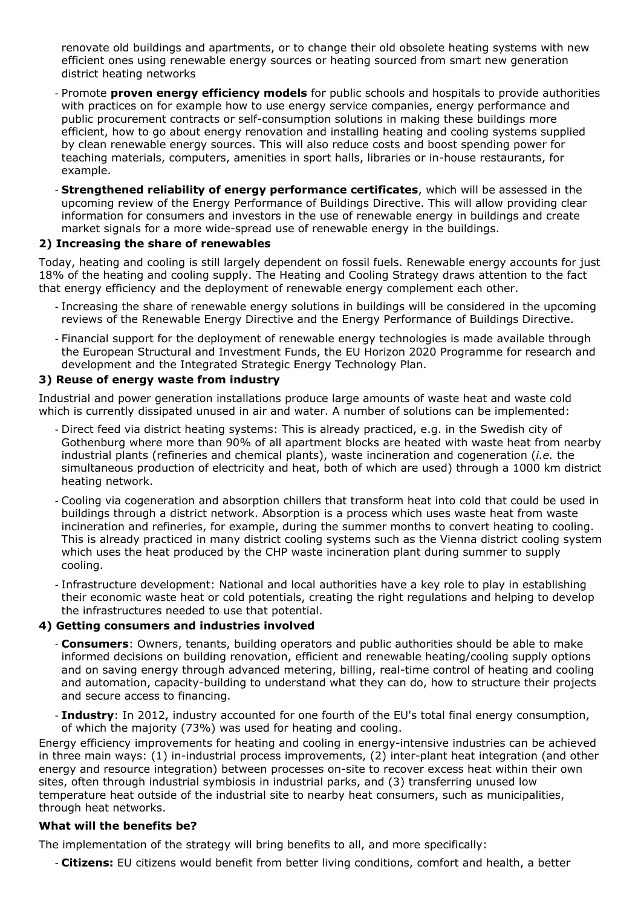renovate old buildings and apartments, or to change their old obsolete heating systems with new efficient ones using renewable energy sources or heating sourced from smart new generation district heating networks

- Promote **proven energy efficiency models** for public schools and hospitals to provide authorities with practices on for example how to use energy service companies, energy performance and public procurement contracts or self-consumption solutions in making these buildings more efficient, how to go about energy renovation and installing heating and cooling systems supplied by clean renewable energy sources. This will also reduce costs and boost spending power for teaching materials, computers, amenities in sport halls, libraries or in-house restaurants, for example.
- **Strengthened reliability of energy performance certificates**, which will be assessed in the upcoming review of the Energy Performance of Buildings Directive. This will allow providing clear information for consumers and investors in the use of renewable energy in buildings and create market signals for a more wide-spread use of renewable energy in the buildings.

**2) Increasing the share of renewables**

Today, heating and cooling is still largely dependent on fossil fuels. Renewable energy accounts for just 18% of the heating and cooling supply. The Heating and Cooling Strategy draws attention to the fact that energy efficiency and the deployment of renewable energy complement each other.

- Increasing the share of renewable energy solutions in buildings will be considered in the upcoming reviews of the Renewable Energy Directive and the Energy Performance of Buildings Directive.
- Financial support for the deployment of renewable energy technologies is made available through the European Structural and Investment Funds, the EU Horizon 2020 Programme for research and development and the Integrated Strategic Energy Technology Plan.

**3) Reuse of energy waste from industry**

Industrial and power generation installations produce large amounts of waste heat and waste cold which is currently dissipated unused in air and water. A number of solutions can be implemented:

- Direct feed via district heating systems: This is already practiced, e.g. in the Swedish city of Gothenburg where more than 90% of all apartment blocks are heated with waste heat from nearby industrial plants (refineries and chemical plants), waste incineration and cogeneration (*i.e.* the simultaneous production of electricity and heat, both of which are used) through a 1000 km district heating network.
- Cooling via cogeneration and absorption chillers that transform heat into cold that could be used in buildings through a district network. Absorption is a process which uses waste heat from waste incineration and refineries, for example, during the summer months to convert heating to cooling. This is already practiced in many district cooling systems such as the Vienna district cooling system which uses the heat produced by the CHP waste incineration plant during summer to supply cooling.
- Infrastructure development: National and local authorities have a key role to play in establishing their economic waste heat or cold potentials, creating the right regulations and helping to develop the infrastructures needed to use that potential.

**4) Getting consumers and industries involved**

- **Consumers**: Owners, tenants, building operators and public authorities should be able to make informed decisions on building renovation, efficient and renewable heating/cooling supply options and on saving energy through advanced metering, billing, real-time control of heating and cooling and automation, capacity-building to understand what they can do, how to structure their projects and secure access to financing.
- **Industry**: In 2012, industry accounted for one fourth of the EU's total final energy consumption, of which the majority (73%) was used for heating and cooling.

Energy efficiency improvements for heating and cooling in energy-intensive industries can be achieved in three main ways: (1) in-industrial process improvements, (2) inter-plant heat integration (and other energy and resource integration) between processes on-site to recover excess heat within their own sites, often through industrial symbiosis in industrial parks, and (3) transferring unused low temperature heat outside of the industrial site to nearby heat consumers, such as municipalities, through heat networks.

**What will the benefits be?**

The implementation of the strategy will bring benefits to all, and more specifically:

- **Citizens:** EU citizens would benefit from better living conditions, comfort and health, a better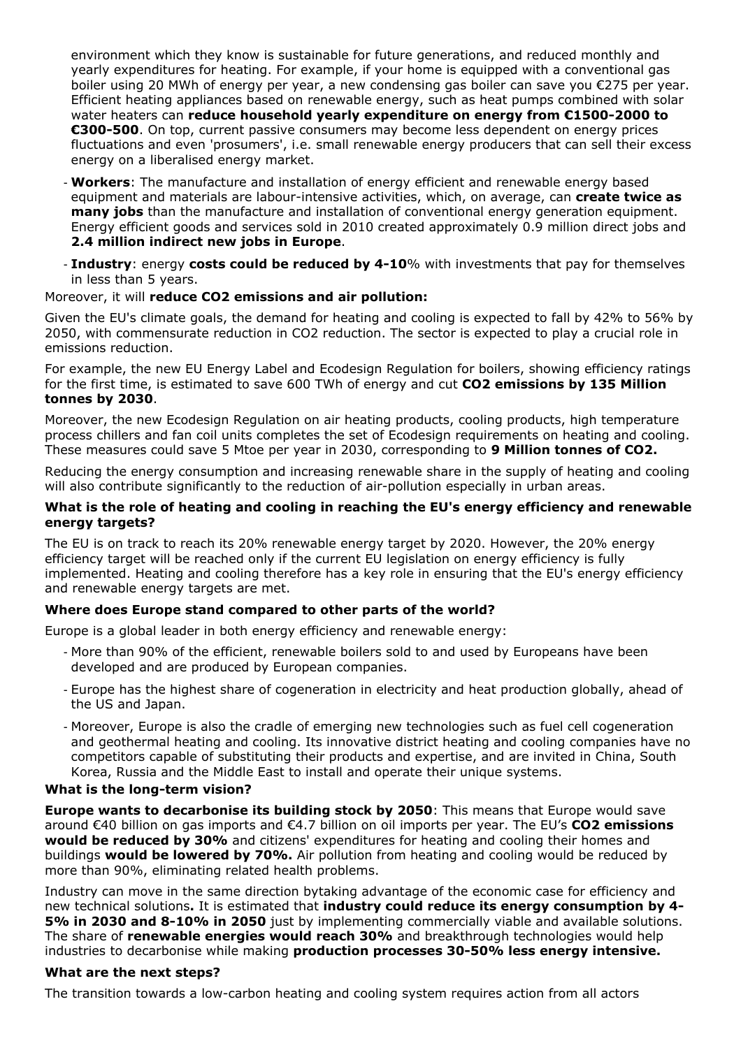environment which they know is sustainable for future generations, and reduced monthly and yearly expenditures for heating. For example, if your home is equipped with a conventional gas boiler using 20 MWh of energy per year, a new condensing gas boiler can save you €275 per year. Efficient heating appliances based on renewable energy, such as heat pumps combined with solar water heaters can **reduce household yearly expenditure on energy from €1500-2000 to €300-500**. On top, current passive consumers may become less dependent on energy prices fluctuations and even 'prosumers', i.e. small renewable energy producers that can sell their excess energy on a liberalised energy market.

- **Workers**: The manufacture and installation of energy efficient and renewable energy based equipment and materials are labour-intensive activities, which, on average, can **create twice as many jobs** than the manufacture and installation of conventional energy generation equipment. Energy efficient goods and services sold in 2010 created approximately 0.9 million direct jobs and **2.4 million indirect new jobs in Europe**.
- **Industry**: energy **costs could be reduced by 4-10**% with investments that pay for themselves in less than 5 years.

Moreover, it will **reduce $CO_2$ emissions and air pollution:**

Given the EU's climate goals, the demand for heating and cooling is expected to fall by 42% to 56% by 2050, with commensurate reduction in $CO_2$ reduction. The sector is expected to play a crucial role in emissions reduction.

For example, the new EU Energy Label and Ecodesign Regulation for boilers, showing efficiency ratings for the first time, is estimated to save 600 TWh of energy and cut **$CO_2$ emissions by 135 Million tonnes by 2030**.

Moreover, the new Ecodesign Regulation on air heating products, cooling products, high temperature process chillers and fan coil units completes the set of Ecodesign requirements on heating and cooling. These measures could save 5 Mtoe per year in 2030, corresponding to **9 Million tonnes of $CO_2$.**

Reducing the energy consumption and increasing renewable share in the supply of heating and cooling will also contribute significantly to the reduction of air-pollution especially in urban areas.

### What is the role of heating and cooling in reaching the EU's energy efficiency and renewable energy targets?

The EU is on track to reach its 20% renewable energy target by 2020. However, the 20% energy efficiency target will be reached only if the current EU legislation on energy efficiency is fully implemented. Heating and cooling therefore has a key role in ensuring that the EU's energy efficiency and renewable energy targets are met.

### Where does Europe stand compared to other parts of the world?

Europe is a global leader in both energy efficiency and renewable energy:

- More than 90% of the efficient, renewable boilers sold to and used by Europeans have been developed and are produced by European companies.
- Europe has the highest share of cogeneration in electricity and heat production globally, ahead of the US and Japan.
- Moreover, Europe is also the cradle of emerging new technologies such as fuel cell cogeneration and geothermal heating and cooling. Its innovative district heating and cooling companies have no competitors capable of substituting their products and expertise, and are invited in China, South Korea, Russia and the Middle East to install and operate their unique systems.

### What is the long-term vision?

**Europe wants to decarbonise its building stock by 2050**: This means that Europe would save around €40 billion on gas imports and €4.7 billion on oil imports per year. The EU's **$CO_2$ emissions would be reduced by 30%** and citizens' expenditures for heating and cooling their homes and buildings **would be lowered by 70%.** Air pollution from heating and cooling would be reduced by more than 90%, eliminating related health problems.

Industry can move in the same direction bytaking advantage of the economic case for efficiency and new technical solutions**.** It is estimated that **industry could reduce its energy consumption by 4-5% in 2030 and 8-10% in 2050** just by implementing commercially viable and available solutions. The share of **renewable energies would reach 30%** and breakthrough technologies would help industries to decarbonise while making **production processes 30-50% less energy intensive.**

### What are the next steps?

The transition towards a low-carbon heating and cooling system requires action from all actors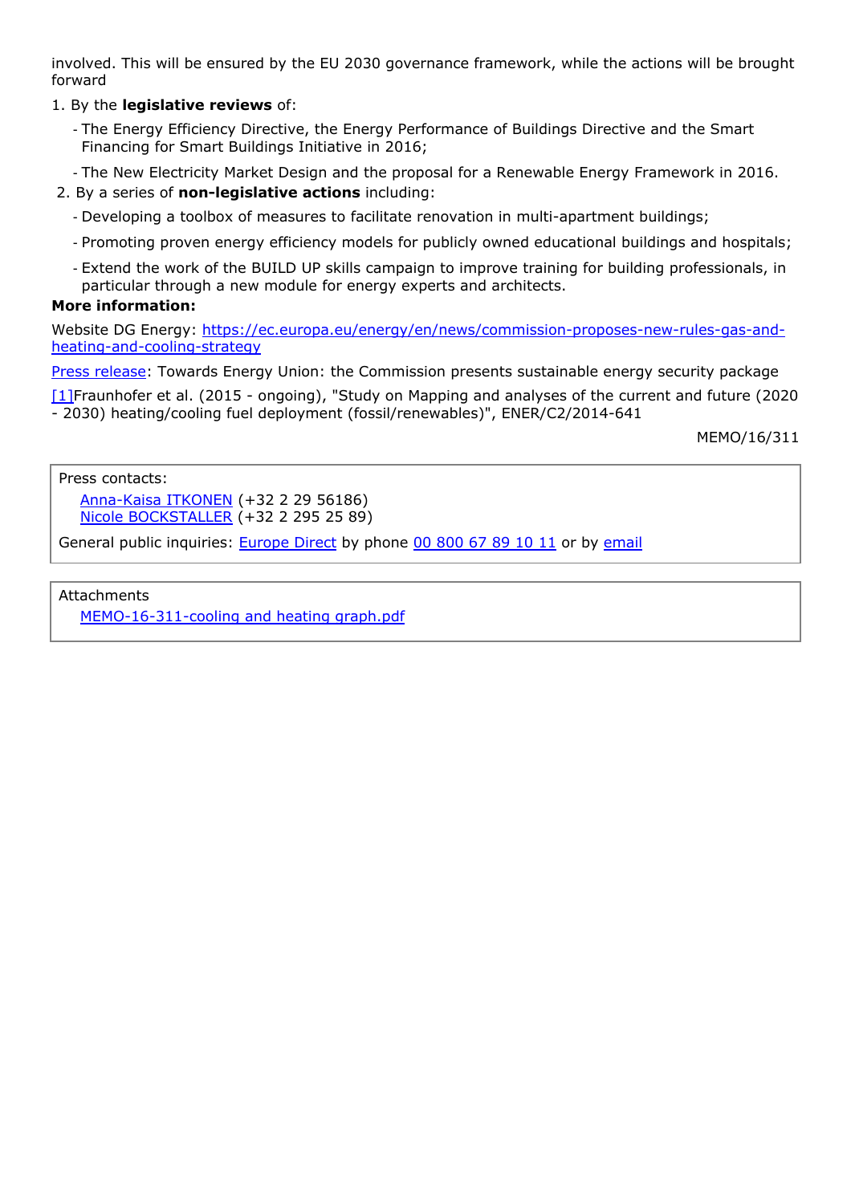involved. This will be ensured by the EU 2030 governance framework, while the actions will be brought forward

1. By the **legislative reviews** of:
   - The Energy Efficiency Directive, the Energy Performance of Buildings Directive and the Smart Financing for Smart Buildings Initiative in 2016;
   - The New Electricity Market Design and the proposal for a Renewable Energy Framework in 2016.
2. By a series of **non-legislative actions** including:
   - Developing a toolbox of measures to facilitate renovation in multi-apartment buildings;
   - Promoting proven energy efficiency models for publicly owned educational buildings and hospitals;
   - Extend the work of the BUILD UP skills campaign to improve training for building professionals, in particular through a new module for energy experts and architects.

**More information:**

Website DG Energy: https://ec.europa.eu/energy/en/news/commission-proposes-new-rules-gas-and-heating-and-cooling-strategy

Press release: Towards Energy Union: the Commission presents sustainable energy security package

[1]Fraunhofer et al. (2015 - ongoing), "Study on Mapping and analyses of the current and future (2020 - 2030) heating/cooling fuel deployment (fossil/renewables)", ENER/C2/2014-641

MEMO/16/311

Press contacts:

Anna-Kaisa ITKONEN (+32 2 29 56186)
Nicole BOCKSTALLER (+32 2 295 25 89)

General public inquiries: Europe Direct by phone 00 800 67 89 10 11 or by email

Attachments

MEMO-16-311-cooling and heating graph.pdf